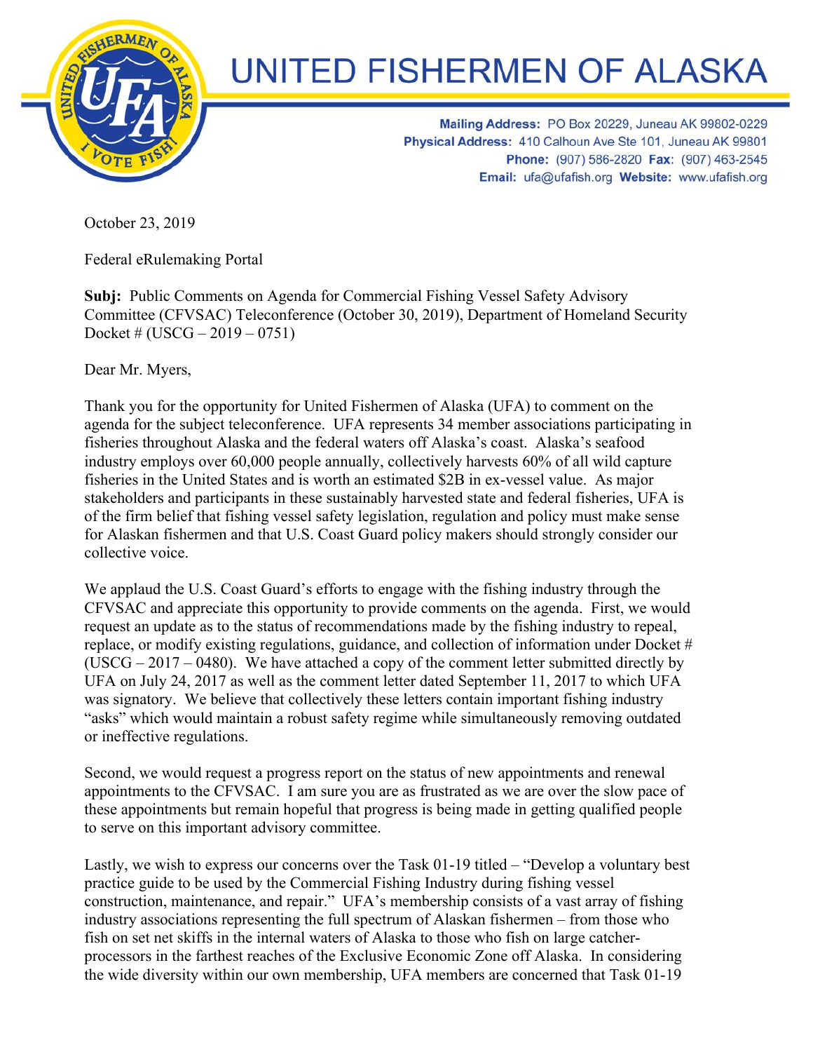# UNITED FISHERMEN OF ALASKA

**Mailing Address:** PO Box 20229, Juneau AK 99802-0229
**Physical Address:** 410 Calhoun Ave Ste 101, Juneau AK 99801
**Phone:** (907) 586-2820 **Fax:** (907) 463-2545
**Email:** ufa@ufafish.org **Website:** www.ufafish.org

October 23, 2019

Federal eRulemaking Portal

**Subj:** Public Comments on Agenda for Commercial Fishing Vessel Safety Advisory Committee (CFVSAC) Teleconference (October 30, 2019), Department of Homeland Security Docket # (USCG – 2019 – 0751)

Dear Mr. Myers,

Thank you for the opportunity for United Fishermen of Alaska (UFA) to comment on the agenda for the subject teleconference. UFA represents 34 member associations participating in fisheries throughout Alaska and the federal waters off Alaska's coast. Alaska's seafood industry employs over 60,000 people annually, collectively harvests 60% of all wild capture fisheries in the United States and is worth an estimated $2B in ex-vessel value. As major stakeholders and participants in these sustainably harvested state and federal fisheries, UFA is of the firm belief that fishing vessel safety legislation, regulation and policy must make sense for Alaskan fishermen and that U.S. Coast Guard policy makers should strongly consider our collective voice.

We applaud the U.S. Coast Guard's efforts to engage with the fishing industry through the CFVSAC and appreciate this opportunity to provide comments on the agenda. First, we would request an update as to the status of recommendations made by the fishing industry to repeal, replace, or modify existing regulations, guidance, and collection of information under Docket # (USCG – 2017 – 0480). We have attached a copy of the comment letter submitted directly by UFA on July 24, 2017 as well as the comment letter dated September 11, 2017 to which UFA was signatory. We believe that collectively these letters contain important fishing industry "asks" which would maintain a robust safety regime while simultaneously removing outdated or ineffective regulations.

Second, we would request a progress report on the status of new appointments and renewal appointments to the CFVSAC. I am sure you are as frustrated as we are over the slow pace of these appointments but remain hopeful that progress is being made in getting qualified people to serve on this important advisory committee.

Lastly, we wish to express our concerns over the Task 01-19 titled – "Develop a voluntary best practice guide to be used by the Commercial Fishing Industry during fishing vessel construction, maintenance, and repair." UFA's membership consists of a vast array of fishing industry associations representing the full spectrum of Alaskan fishermen – from those who fish on set net skiffs in the internal waters of Alaska to those who fish on large catcher-processors in the farthest reaches of the Exclusive Economic Zone off Alaska. In considering the wide diversity within our own membership, UFA members are concerned that Task 01-19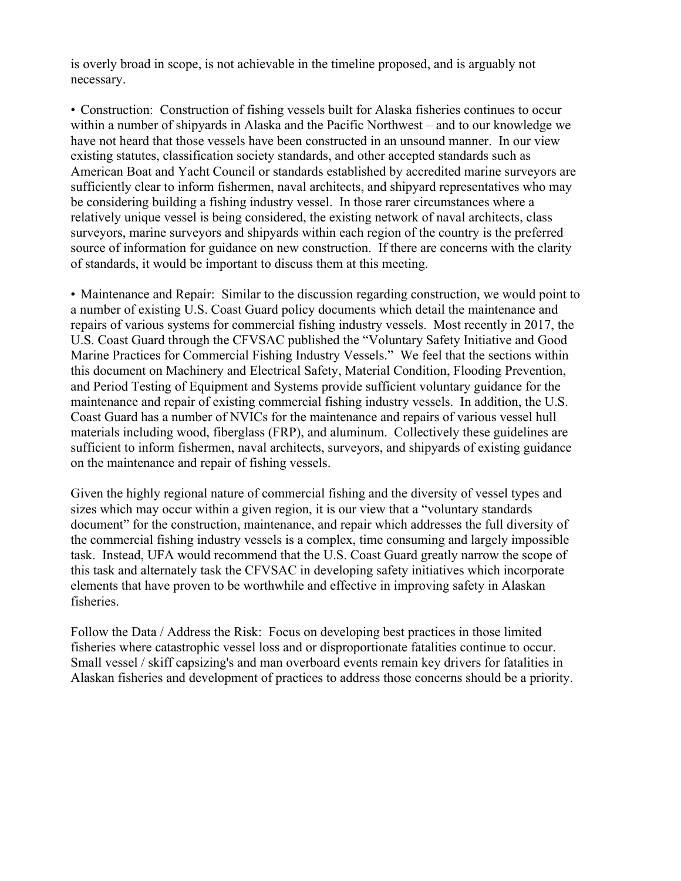is overly broad in scope, is not achievable in the timeline proposed, and is arguably not necessary.

• Construction: Construction of fishing vessels built for Alaska fisheries continues to occur within a number of shipyards in Alaska and the Pacific Northwest – and to our knowledge we have not heard that those vessels have been constructed in an unsound manner. In our view existing statutes, classification society standards, and other accepted standards such as American Boat and Yacht Council or standards established by accredited marine surveyors are sufficiently clear to inform fishermen, naval architects, and shipyard representatives who may be considering building a fishing industry vessel. In those rarer circumstances where a relatively unique vessel is being considered, the existing network of naval architects, class surveyors, marine surveyors and shipyards within each region of the country is the preferred source of information for guidance on new construction. If there are concerns with the clarity of standards, it would be important to discuss them at this meeting.

• Maintenance and Repair: Similar to the discussion regarding construction, we would point to a number of existing U.S. Coast Guard policy documents which detail the maintenance and repairs of various systems for commercial fishing industry vessels. Most recently in 2017, the U.S. Coast Guard through the CFVSAC published the "Voluntary Safety Initiative and Good Marine Practices for Commercial Fishing Industry Vessels." We feel that the sections within this document on Machinery and Electrical Safety, Material Condition, Flooding Prevention, and Period Testing of Equipment and Systems provide sufficient voluntary guidance for the maintenance and repair of existing commercial fishing industry vessels. In addition, the U.S. Coast Guard has a number of NVICs for the maintenance and repairs of various vessel hull materials including wood, fiberglass (FRP), and aluminum. Collectively these guidelines are sufficient to inform fishermen, naval architects, surveyors, and shipyards of existing guidance on the maintenance and repair of fishing vessels.

Given the highly regional nature of commercial fishing and the diversity of vessel types and sizes which may occur within a given region, it is our view that a "voluntary standards document" for the construction, maintenance, and repair which addresses the full diversity of the commercial fishing industry vessels is a complex, time consuming and largely impossible task. Instead, UFA would recommend that the U.S. Coast Guard greatly narrow the scope of this task and alternately task the CFVSAC in developing safety initiatives which incorporate elements that have proven to be worthwhile and effective in improving safety in Alaskan fisheries.

Follow the Data / Address the Risk: Focus on developing best practices in those limited fisheries where catastrophic vessel loss and or disproportionate fatalities continue to occur. Small vessel / skiff capsizing's and man overboard events remain key drivers for fatalities in Alaskan fisheries and development of practices to address those concerns should be a priority.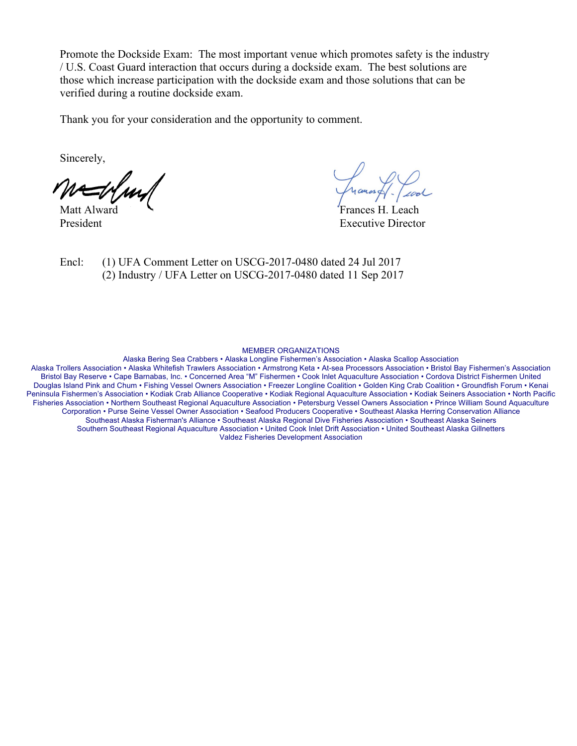Promote the Dockside Exam: The most important venue which promotes safety is the industry / U.S. Coast Guard interaction that occurs during a dockside exam. The best solutions are those which increase participation with the dockside exam and those solutions that can be verified during a routine dockside exam.

Thank you for your consideration and the opportunity to comment.

Sincerely,

Matt Alward
President

Frances H. Leach
Executive Director

Encl: (1) UFA Comment Letter on USCG-2017-0480 dated 24 Jul 2017
(2) Industry / UFA Letter on USCG-2017-0480 dated 11 Sep 2017

MEMBER ORGANIZATIONS

Alaska Bering Sea Crabbers • Alaska Longline Fishermen's Association • Alaska Scallop Association
Alaska Trollers Association • Alaska Whitefish Trawlers Association • Armstrong Keta • At-sea Processors Association • Bristol Bay Fishermen's Association
Bristol Bay Reserve • Cape Barnabas, Inc. • Concerned Area "M" Fishermen • Cook Inlet Aquaculture Association • Cordova District Fishermen United
Douglas Island Pink and Chum • Fishing Vessel Owners Association • Freezer Longline Coalition • Golden King Crab Coalition • Groundfish Forum • Kenai Peninsula Fishermen's Association • Kodiak Crab Alliance Cooperative • Kodiak Regional Aquaculture Association • Kodiak Seiners Association • North Pacific Fisheries Association • Northern Southeast Regional Aquaculture Association • Petersburg Vessel Owners Association • Prince William Sound Aquaculture Corporation • Purse Seine Vessel Owner Association • Seafood Producers Cooperative • Southeast Alaska Herring Conservation Alliance
Southeast Alaska Fisherman's Alliance • Southeast Alaska Regional Dive Fisheries Association • Southeast Alaska Seiners
Southern Southeast Regional Aquaculture Association • United Cook Inlet Drift Association • United Southeast Alaska Gillnetters
Valdez Fisheries Development Association